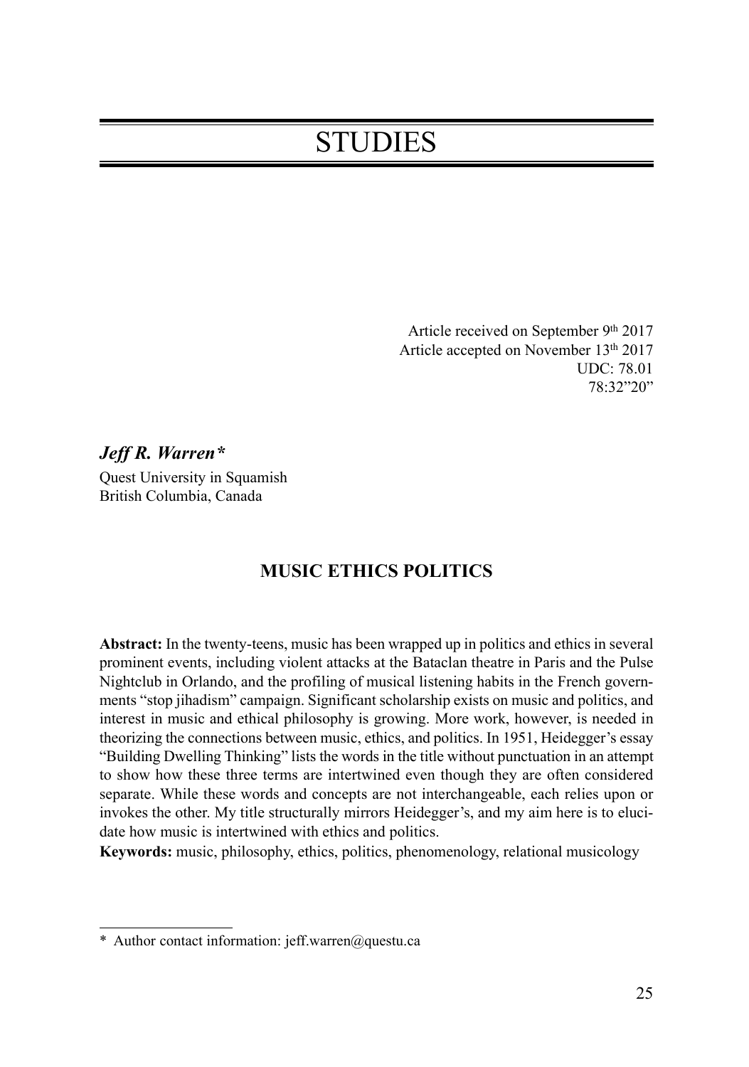# STUDIES

Article received on September 9th 2017
Article accepted on November 13th 2017
UDC: 78.01
78:32"20"

***Jeff R. Warren****

Quest University in Squamish
British Columbia, Canada

## MUSIC ETHICS POLITICS

**Abstract:** In the twenty-teens, music has been wrapped up in politics and ethics in several prominent events, including violent attacks at the Bataclan theatre in Paris and the Pulse Nightclub in Orlando, and the profiling of musical listening habits in the French governments "stop jihadism" campaign. Significant scholarship exists on music and politics, and interest in music and ethical philosophy is growing. More work, however, is needed in theorizing the connections between music, ethics, and politics. In 1951, Heidegger's essay "Building Dwelling Thinking" lists the words in the title without punctuation in an attempt to show how these three terms are intertwined even though they are often considered separate. While these words and concepts are not interchangeable, each relies upon or invokes the other. My title structurally mirrors Heidegger's, and my aim here is to elucidate how music is intertwined with ethics and politics.

**Keywords:** music, philosophy, ethics, politics, phenomenology, relational musicology

---

\* Author contact information: jeff.warren@questu.ca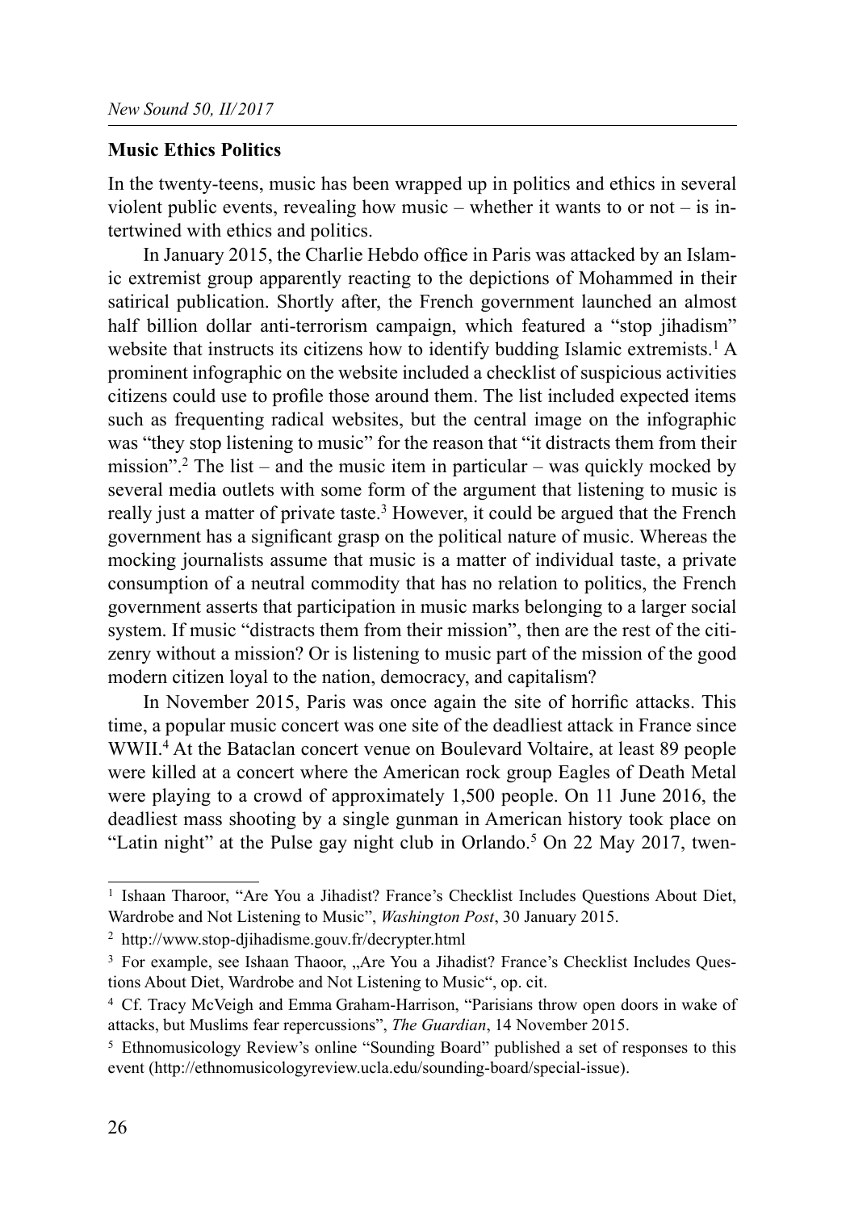## Music Ethics Politics

In the twenty-teens, music has been wrapped up in politics and ethics in several violent public events, revealing how music – whether it wants to or not – is intertwined with ethics and politics.

In January 2015, the Charlie Hebdo office in Paris was attacked by an Islamic extremist group apparently reacting to the depictions of Mohammed in their satirical publication. Shortly after, the French government launched an almost half billion dollar anti-terrorism campaign, which featured a "stop jihadism" website that instructs its citizens how to identify budding Islamic extremists.[1] A prominent infographic on the website included a checklist of suspicious activities citizens could use to profile those around them. The list included expected items such as frequenting radical websites, but the central image on the infographic was "they stop listening to music" for the reason that "it distracts them from their mission".[2] The list – and the music item in particular – was quickly mocked by several media outlets with some form of the argument that listening to music is really just a matter of private taste.[3] However, it could be argued that the French government has a significant grasp on the political nature of music. Whereas the mocking journalists assume that music is a matter of individual taste, a private consumption of a neutral commodity that has no relation to politics, the French government asserts that participation in music marks belonging to a larger social system. If music "distracts them from their mission", then are the rest of the citizenry without a mission? Or is listening to music part of the mission of the good modern citizen loyal to the nation, democracy, and capitalism?

In November 2015, Paris was once again the site of horrific attacks. This time, a popular music concert was one site of the deadliest attack in France since WWII.[4] At the Bataclan concert venue on Boulevard Voltaire, at least 89 people were killed at a concert where the American rock group Eagles of Death Metal were playing to a crowd of approximately 1,500 people. On 11 June 2016, the deadliest mass shooting by a single gunman in American history took place on "Latin night" at the Pulse gay night club in Orlando.[5] On 22 May 2017, twen-

---

[1] Ishaan Tharoor, "Are You a Jihadist? France's Checklist Includes Questions About Diet, Wardrobe and Not Listening to Music", *Washington Post*, 30 January 2015.

[2] http://www.stop-djihadisme.gouv.fr/decrypter.html

[3] For example, see Ishaan Thaoor, „Are You a Jihadist? France's Checklist Includes Questions About Diet, Wardrobe and Not Listening to Music", op. cit.

[4] Cf. Tracy McVeigh and Emma Graham-Harrison, "Parisians throw open doors in wake of attacks, but Muslims fear repercussions", *The Guardian*, 14 November 2015.

[5] Ethnomusicology Review's online "Sounding Board" published a set of responses to this event (http://ethnomusicologyreview.ucla.edu/sounding-board/special-issue).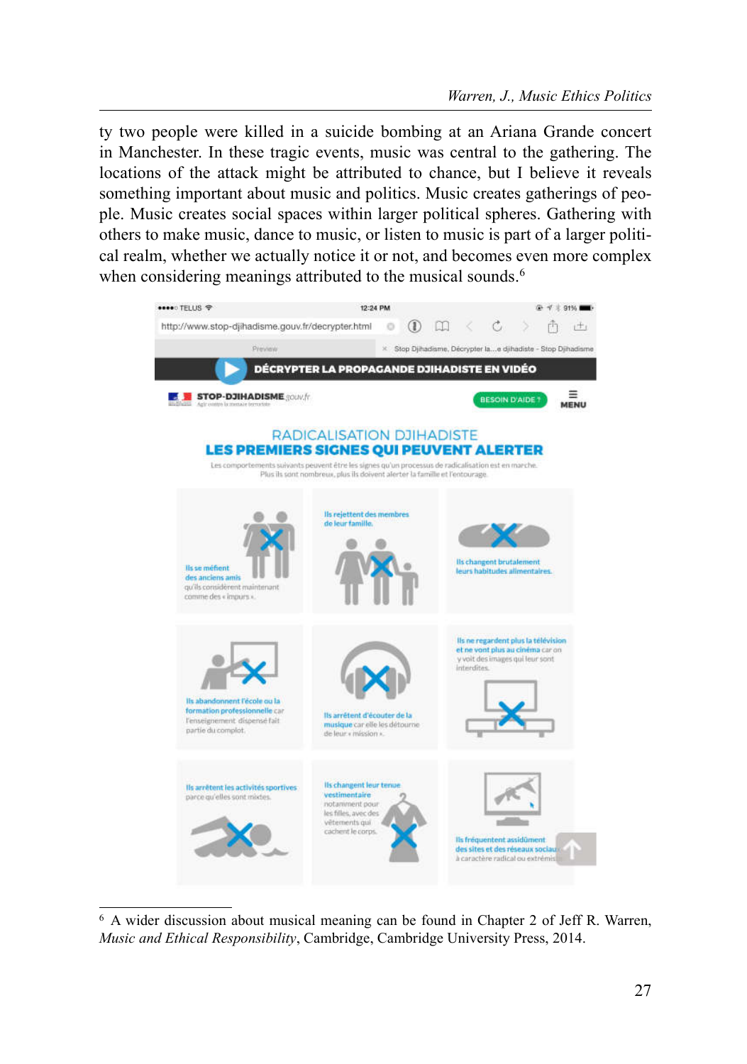ty two people were killed in a suicide bombing at an Ariana Grande concert in Manchester. In these tragic events, music was central to the gathering. The locations of the attack might be attributed to chance, but I believe it reveals something important about music and politics. Music creates gatherings of people. Music creates social spaces within larger political spheres. Gathering with others to make music, dance to music, or listen to music is part of a larger political realm, whether we actually notice it or not, and becomes even more complex when considering meanings attributed to the musical sounds.[6]

[6] A wider discussion about musical meaning can be found in Chapter 2 of Jeff R. Warren, *Music and Ethical Responsibility*, Cambridge, Cambridge University Press, 2014.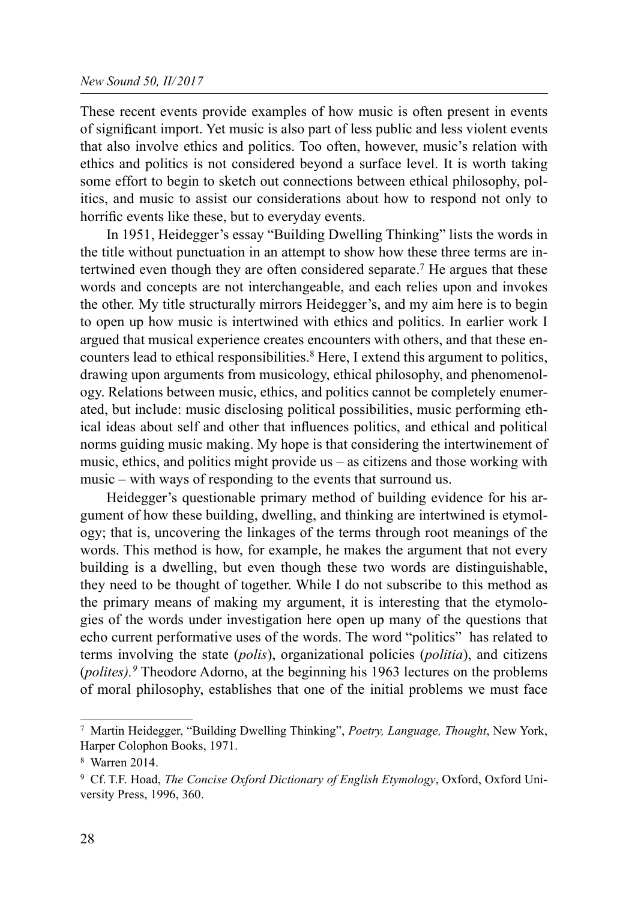These recent events provide examples of how music is often present in events of significant import. Yet music is also part of less public and less violent events that also involve ethics and politics. Too often, however, music's relation with ethics and politics is not considered beyond a surface level. It is worth taking some effort to begin to sketch out connections between ethical philosophy, politics, and music to assist our considerations about how to respond not only to horrific events like these, but to everyday events.

In 1951, Heidegger's essay "Building Dwelling Thinking" lists the words in the title without punctuation in an attempt to show how these three terms are intertwined even though they are often considered separate.[7] He argues that these words and concepts are not interchangeable, and each relies upon and invokes the other. My title structurally mirrors Heidegger's, and my aim here is to begin to open up how music is intertwined with ethics and politics. In earlier work I argued that musical experience creates encounters with others, and that these encounters lead to ethical responsibilities.[8] Here, I extend this argument to politics, drawing upon arguments from musicology, ethical philosophy, and phenomenology. Relations between music, ethics, and politics cannot be completely enumerated, but include: music disclosing political possibilities, music performing ethical ideas about self and other that influences politics, and ethical and political norms guiding music making. My hope is that considering the intertwinement of music, ethics, and politics might provide us – as citizens and those working with music – with ways of responding to the events that surround us.

Heidegger's questionable primary method of building evidence for his argument of how these building, dwelling, and thinking are intertwined is etymology; that is, uncovering the linkages of the terms through root meanings of the words. This method is how, for example, he makes the argument that not every building is a dwelling, but even though these two words are distinguishable, they need to be thought of together. While I do not subscribe to this method as the primary means of making my argument, it is interesting that the etymologies of the words under investigation here open up many of the questions that echo current performative uses of the words. The word "politics" has related to terms involving the state (*polis*), organizational policies (*politia*), and citizens (*polites).[9]* Theodore Adorno, at the beginning his 1963 lectures on the problems of moral philosophy, establishes that one of the initial problems we must face

---

[7] Martin Heidegger, "Building Dwelling Thinking", *Poetry, Language, Thought*, New York, Harper Colophon Books, 1971.

[8] Warren 2014.

[9] Cf. T.F. Hoad, *The Concise Oxford Dictionary of English Etymology*, Oxford, Oxford University Press, 1996, 360.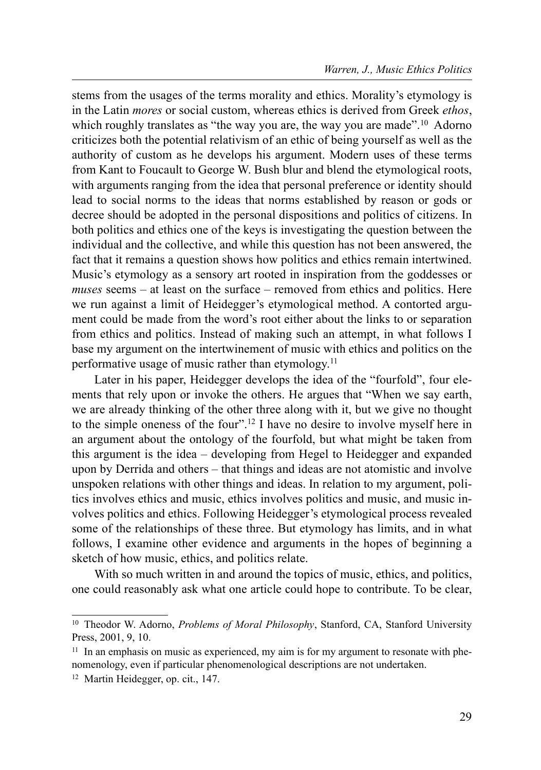stems from the usages of the terms morality and ethics. Morality's etymology is in the Latin *mores* or social custom, whereas ethics is derived from Greek *ethos*, which roughly translates as "the way you are, the way you are made".[10] Adorno criticizes both the potential relativism of an ethic of being yourself as well as the authority of custom as he develops his argument. Modern uses of these terms from Kant to Foucault to George W. Bush blur and blend the etymological roots, with arguments ranging from the idea that personal preference or identity should lead to social norms to the ideas that norms established by reason or gods or decree should be adopted in the personal dispositions and politics of citizens. In both politics and ethics one of the keys is investigating the question between the individual and the collective, and while this question has not been answered, the fact that it remains a question shows how politics and ethics remain intertwined. Music's etymology as a sensory art rooted in inspiration from the goddesses or *muses* seems – at least on the surface – removed from ethics and politics. Here we run against a limit of Heidegger's etymological method. A contorted argument could be made from the word's root either about the links to or separation from ethics and politics. Instead of making such an attempt, in what follows I base my argument on the intertwinement of music with ethics and politics on the performative usage of music rather than etymology.[11]

Later in his paper, Heidegger develops the idea of the "fourfold", four elements that rely upon or invoke the others. He argues that "When we say earth, we are already thinking of the other three along with it, but we give no thought to the simple oneness of the four".[12] I have no desire to involve myself here in an argument about the ontology of the fourfold, but what might be taken from this argument is the idea – developing from Hegel to Heidegger and expanded upon by Derrida and others – that things and ideas are not atomistic and involve unspoken relations with other things and ideas. In relation to my argument, politics involves ethics and music, ethics involves politics and music, and music involves politics and ethics. Following Heidegger's etymological process revealed some of the relationships of these three. But etymology has limits, and in what follows, I examine other evidence and arguments in the hopes of beginning a sketch of how music, ethics, and politics relate.

With so much written in and around the topics of music, ethics, and politics, one could reasonably ask what one article could hope to contribute. To be clear,

---

[10] Theodor W. Adorno, *Problems of Moral Philosophy*, Stanford, CA, Stanford University Press, 2001, 9, 10.

[11] In an emphasis on music as experienced, my aim is for my argument to resonate with phenomenology, even if particular phenomenological descriptions are not undertaken.

[12] Martin Heidegger, op. cit., 147.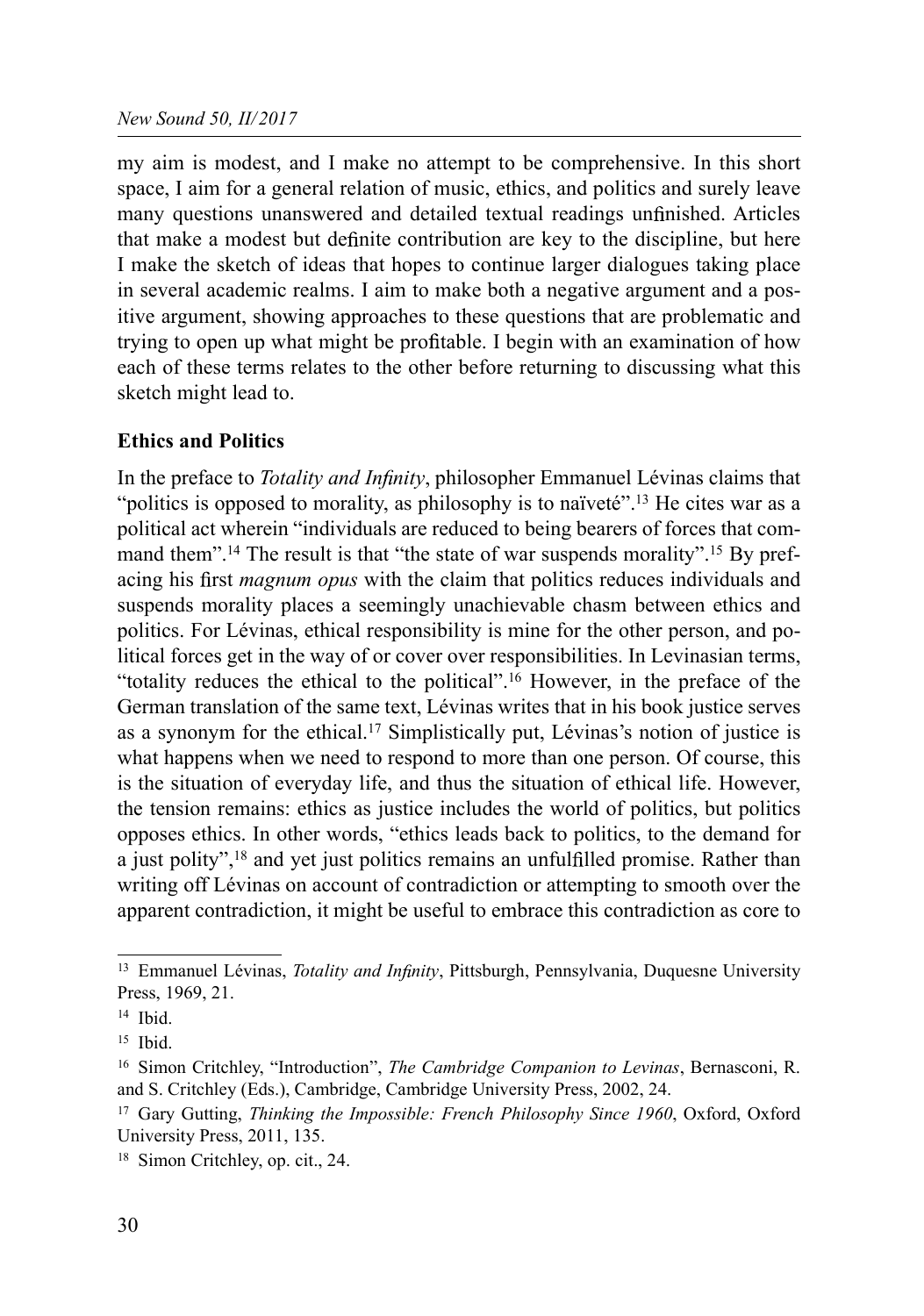my aim is modest, and I make no attempt to be comprehensive. In this short space, I aim for a general relation of music, ethics, and politics and surely leave many questions unanswered and detailed textual readings unfinished. Articles that make a modest but definite contribution are key to the discipline, but here I make the sketch of ideas that hopes to continue larger dialogues taking place in several academic realms. I aim to make both a negative argument and a positive argument, showing approaches to these questions that are problematic and trying to open up what might be profitable. I begin with an examination of how each of these terms relates to the other before returning to discussing what this sketch might lead to.

## Ethics and Politics

In the preface to *Totality and Infinity*, philosopher Emmanuel Lévinas claims that "politics is opposed to morality, as philosophy is to naïveté".[13] He cites war as a political act wherein "individuals are reduced to being bearers of forces that command them".[14] The result is that "the state of war suspends morality".[15] By prefacing his first *magnum opus* with the claim that politics reduces individuals and suspends morality places a seemingly unachievable chasm between ethics and politics. For Lévinas, ethical responsibility is mine for the other person, and political forces get in the way of or cover over responsibilities. In Levinasian terms, "totality reduces the ethical to the political".[16] However, in the preface of the German translation of the same text, Lévinas writes that in his book justice serves as a synonym for the ethical.[17] Simplistically put, Lévinas's notion of justice is what happens when we need to respond to more than one person. Of course, this is the situation of everyday life, and thus the situation of ethical life. However, the tension remains: ethics as justice includes the world of politics, but politics opposes ethics. In other words, "ethics leads back to politics, to the demand for a just polity",[18] and yet just politics remains an unfulfilled promise. Rather than writing off Lévinas on account of contradiction or attempting to smooth over the apparent contradiction, it might be useful to embrace this contradiction as core to

---

[13] Emmanuel Lévinas, *Totality and Infinity*, Pittsburgh, Pennsylvania, Duquesne University Press, 1969, 21.

[14] Ibid.

[15] Ibid.

[16] Simon Critchley, "Introduction", *The Cambridge Companion to Levinas*, Bernasconi, R. and S. Critchley (Eds.), Cambridge, Cambridge University Press, 2002, 24.

[17] Gary Gutting, *Thinking the Impossible: French Philosophy Since 1960*, Oxford, Oxford University Press, 2011, 135.

[18] Simon Critchley, op. cit., 24.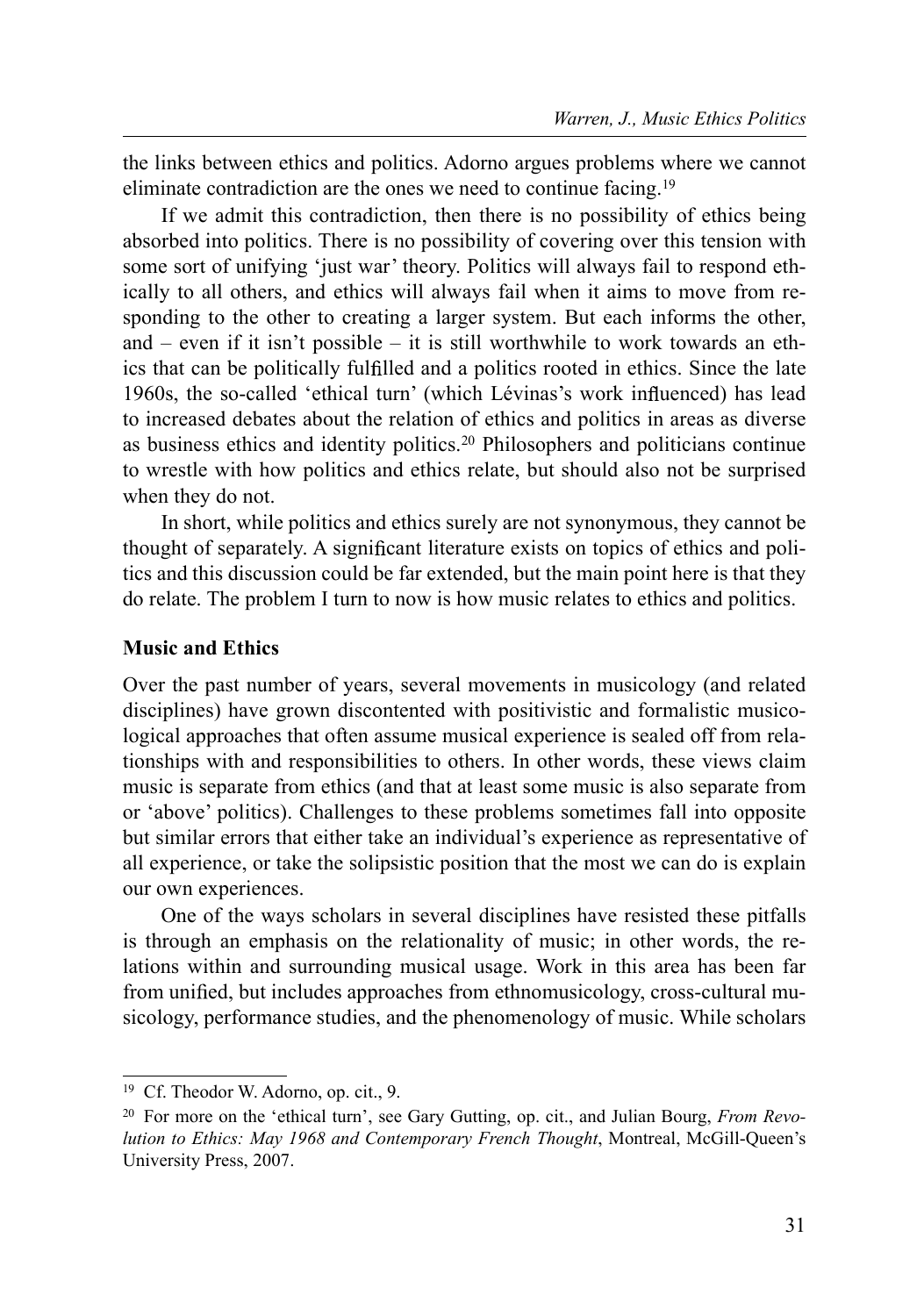the links between ethics and politics. Adorno argues problems where we cannot eliminate contradiction are the ones we need to continue facing.[19]

If we admit this contradiction, then there is no possibility of ethics being absorbed into politics. There is no possibility of covering over this tension with some sort of unifying 'just war' theory. Politics will always fail to respond ethically to all others, and ethics will always fail when it aims to move from responding to the other to creating a larger system. But each informs the other, and – even if it isn't possible – it is still worthwhile to work towards an ethics that can be politically fulfilled and a politics rooted in ethics. Since the late 1960s, the so-called 'ethical turn' (which Lévinas's work influenced) has lead to increased debates about the relation of ethics and politics in areas as diverse as business ethics and identity politics.[20] Philosophers and politicians continue to wrestle with how politics and ethics relate, but should also not be surprised when they do not.

In short, while politics and ethics surely are not synonymous, they cannot be thought of separately. A significant literature exists on topics of ethics and politics and this discussion could be far extended, but the main point here is that they do relate. The problem I turn to now is how music relates to ethics and politics.

## Music and Ethics

Over the past number of years, several movements in musicology (and related disciplines) have grown discontented with positivistic and formalistic musicological approaches that often assume musical experience is sealed off from relationships with and responsibilities to others. In other words, these views claim music is separate from ethics (and that at least some music is also separate from or 'above' politics). Challenges to these problems sometimes fall into opposite but similar errors that either take an individual's experience as representative of all experience, or take the solipsistic position that the most we can do is explain our own experiences.

One of the ways scholars in several disciplines have resisted these pitfalls is through an emphasis on the relationality of music; in other words, the relations within and surrounding musical usage. Work in this area has been far from unified, but includes approaches from ethnomusicology, cross-cultural musicology, performance studies, and the phenomenology of music. While scholars

---

[19] Cf. Theodor W. Adorno, op. cit., 9.

[20] For more on the 'ethical turn', see Gary Gutting, op. cit., and Julian Bourg, *From Revolution to Ethics: May 1968 and Contemporary French Thought*, Montreal, McGill-Queen's University Press, 2007.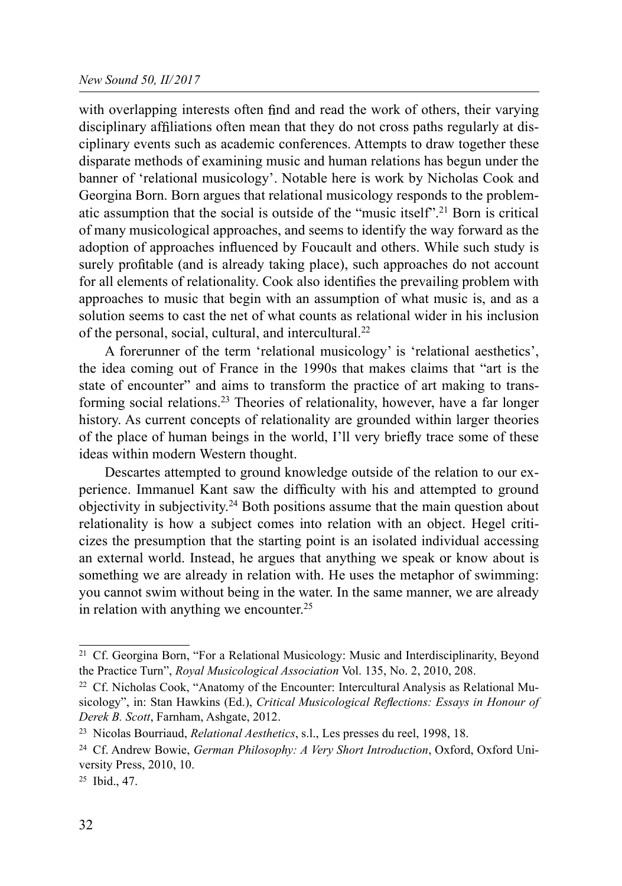with overlapping interests often find and read the work of others, their varying disciplinary affiliations often mean that they do not cross paths regularly at disciplinary events such as academic conferences. Attempts to draw together these disparate methods of examining music and human relations has begun under the banner of 'relational musicology'. Notable here is work by Nicholas Cook and Georgina Born. Born argues that relational musicology responds to the problematic assumption that the social is outside of the "music itself".[21] Born is critical of many musicological approaches, and seems to identify the way forward as the adoption of approaches influenced by Foucault and others. While such study is surely profitable (and is already taking place), such approaches do not account for all elements of relationality. Cook also identifies the prevailing problem with approaches to music that begin with an assumption of what music is, and as a solution seems to cast the net of what counts as relational wider in his inclusion of the personal, social, cultural, and intercultural.[22]

A forerunner of the term 'relational musicology' is 'relational aesthetics', the idea coming out of France in the 1990s that makes claims that "art is the state of encounter" and aims to transform the practice of art making to transforming social relations.[23] Theories of relationality, however, have a far longer history. As current concepts of relationality are grounded within larger theories of the place of human beings in the world, I'll very briefly trace some of these ideas within modern Western thought.

Descartes attempted to ground knowledge outside of the relation to our experience. Immanuel Kant saw the difficulty with his and attempted to ground objectivity in subjectivity.[24] Both positions assume that the main question about relationality is how a subject comes into relation with an object. Hegel criticizes the presumption that the starting point is an isolated individual accessing an external world. Instead, he argues that anything we speak or know about is something we are already in relation with. He uses the metaphor of swimming: you cannot swim without being in the water. In the same manner, we are already in relation with anything we encounter.[25]

---

[21] Cf. Georgina Born, "For a Relational Musicology: Music and Interdisciplinarity, Beyond the Practice Turn", *Royal Musicological Association* Vol. 135, No. 2, 2010, 208.

[22] Cf. Nicholas Cook, "Anatomy of the Encounter: Intercultural Analysis as Relational Musicology", in: Stan Hawkins (Ed.), *Critical Musicological Reflections: Essays in Honour of Derek B. Scott*, Farnham, Ashgate, 2012.

[23] Nicolas Bourriaud, *Relational Aesthetics*, s.l., Les presses du reel, 1998, 18.

[24] Cf. Andrew Bowie, *German Philosophy: A Very Short Introduction*, Oxford, Oxford University Press, 2010, 10.

[25] Ibid., 47.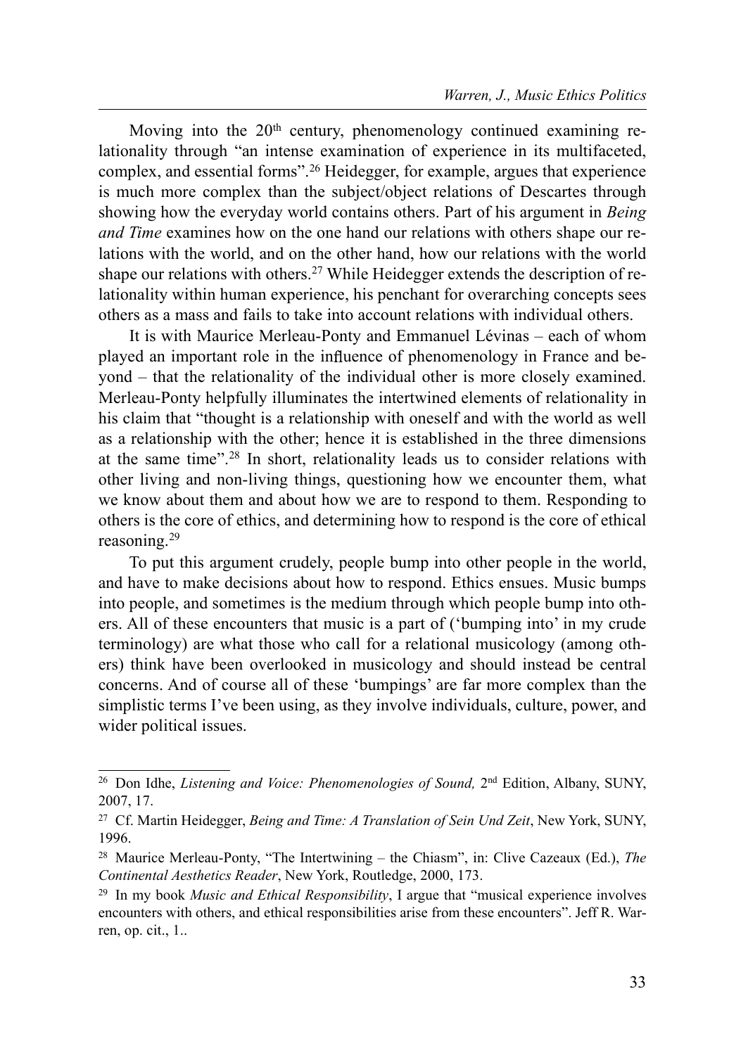Moving into the 20th century, phenomenology continued examining relationality through "an intense examination of experience in its multifaceted, complex, and essential forms".[26] Heidegger, for example, argues that experience is much more complex than the subject/object relations of Descartes through showing how the everyday world contains others. Part of his argument in *Being and Time* examines how on the one hand our relations with others shape our relations with the world, and on the other hand, how our relations with the world shape our relations with others.[27] While Heidegger extends the description of relationality within human experience, his penchant for overarching concepts sees others as a mass and fails to take into account relations with individual others.

It is with Maurice Merleau-Ponty and Emmanuel Lévinas – each of whom played an important role in the influence of phenomenology in France and beyond – that the relationality of the individual other is more closely examined. Merleau-Ponty helpfully illuminates the intertwined elements of relationality in his claim that "thought is a relationship with oneself and with the world as well as a relationship with the other; hence it is established in the three dimensions at the same time".[28] In short, relationality leads us to consider relations with other living and non-living things, questioning how we encounter them, what we know about them and about how we are to respond to them. Responding to others is the core of ethics, and determining how to respond is the core of ethical reasoning.[29]

To put this argument crudely, people bump into other people in the world, and have to make decisions about how to respond. Ethics ensues. Music bumps into people, and sometimes is the medium through which people bump into others. All of these encounters that music is a part of ('bumping into' in my crude terminology) are what those who call for a relational musicology (among others) think have been overlooked in musicology and should instead be central concerns. And of course all of these 'bumpings' are far more complex than the simplistic terms I've been using, as they involve individuals, culture, power, and wider political issues.

---

[26] Don Idhe, *Listening and Voice: Phenomenologies of Sound,* 2nd Edition, Albany, SUNY, 2007, 17.

[27] Cf. Martin Heidegger, *Being and Time: A Translation of Sein Und Zeit*, New York, SUNY, 1996.

[28] Maurice Merleau-Ponty, "The Intertwining – the Chiasm", in: Clive Cazeaux (Ed.), *The Continental Aesthetics Reader*, New York, Routledge, 2000, 173.

[29] In my book *Music and Ethical Responsibility*, I argue that "musical experience involves encounters with others, and ethical responsibilities arise from these encounters". Jeff R. Warren, op. cit., 1..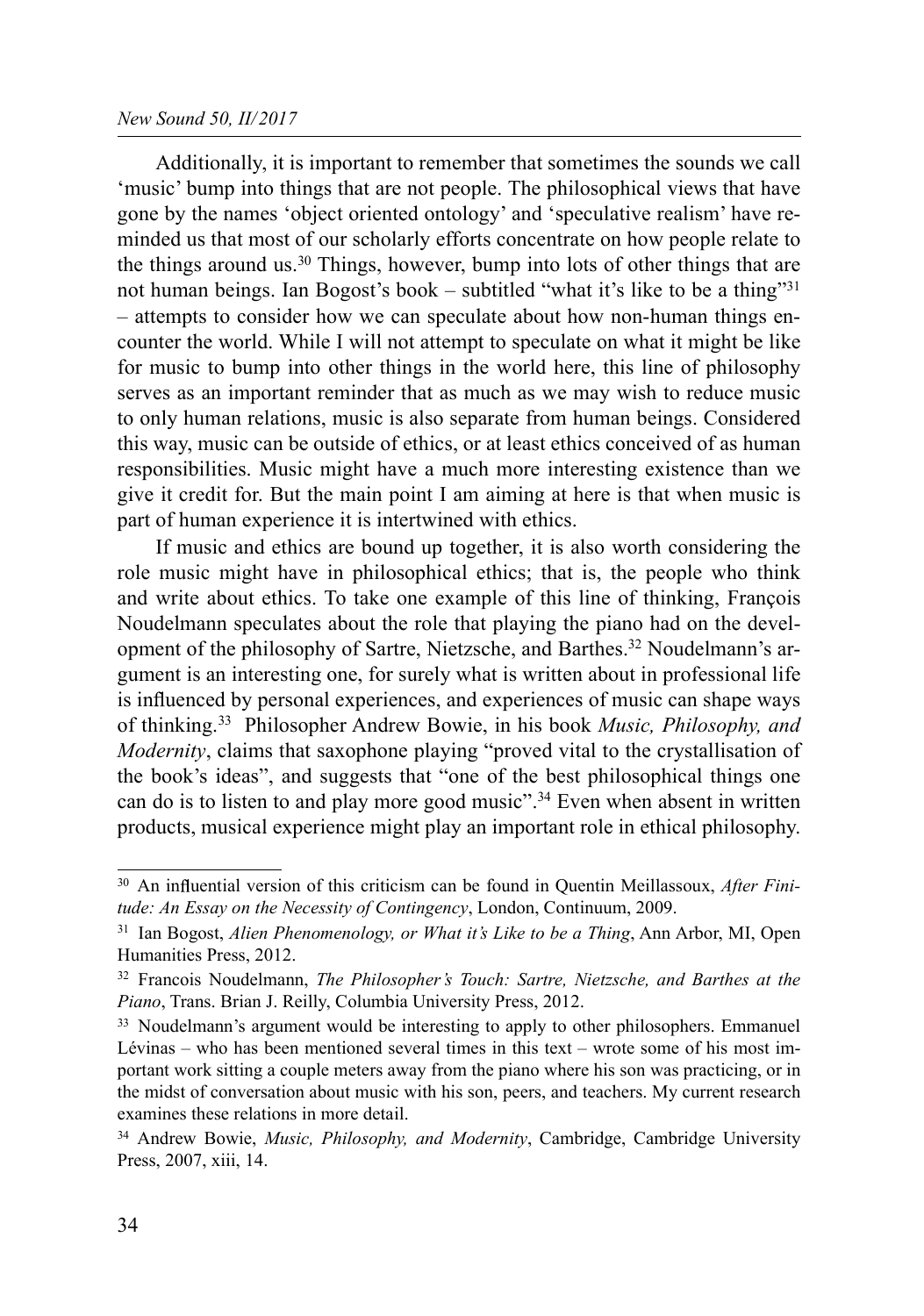Additionally, it is important to remember that sometimes the sounds we call 'music' bump into things that are not people. The philosophical views that have gone by the names 'object oriented ontology' and 'speculative realism' have reminded us that most of our scholarly efforts concentrate on how people relate to the things around us.[30] Things, however, bump into lots of other things that are not human beings. Ian Bogost's book – subtitled "what it's like to be a thing"[31] – attempts to consider how we can speculate about how non-human things encounter the world. While I will not attempt to speculate on what it might be like for music to bump into other things in the world here, this line of philosophy serves as an important reminder that as much as we may wish to reduce music to only human relations, music is also separate from human beings. Considered this way, music can be outside of ethics, or at least ethics conceived of as human responsibilities. Music might have a much more interesting existence than we give it credit for. But the main point I am aiming at here is that when music is part of human experience it is intertwined with ethics.

If music and ethics are bound up together, it is also worth considering the role music might have in philosophical ethics; that is, the people who think and write about ethics. To take one example of this line of thinking, François Noudelmann speculates about the role that playing the piano had on the development of the philosophy of Sartre, Nietzsche, and Barthes.[32] Noudelmann's argument is an interesting one, for surely what is written about in professional life is influenced by personal experiences, and experiences of music can shape ways of thinking.[33] Philosopher Andrew Bowie, in his book *Music, Philosophy, and Modernity*, claims that saxophone playing "proved vital to the crystallisation of the book's ideas", and suggests that "one of the best philosophical things one can do is to listen to and play more good music".[34] Even when absent in written products, musical experience might play an important role in ethical philosophy.

---

[30] An influential version of this criticism can be found in Quentin Meillassoux, *After Finitude: An Essay on the Necessity of Contingency*, London, Continuum, 2009.

[31] Ian Bogost, *Alien Phenomenology, or What it's Like to be a Thing*, Ann Arbor, MI, Open Humanities Press, 2012.

[32] Francois Noudelmann, *The Philosopher's Touch: Sartre, Nietzsche, and Barthes at the Piano*, Trans. Brian J. Reilly, Columbia University Press, 2012.

[33] Noudelmann's argument would be interesting to apply to other philosophers. Emmanuel Lévinas – who has been mentioned several times in this text – wrote some of his most important work sitting a couple meters away from the piano where his son was practicing, or in the midst of conversation about music with his son, peers, and teachers. My current research examines these relations in more detail.

[34] Andrew Bowie, *Music, Philosophy, and Modernity*, Cambridge, Cambridge University Press, 2007, xiii, 14.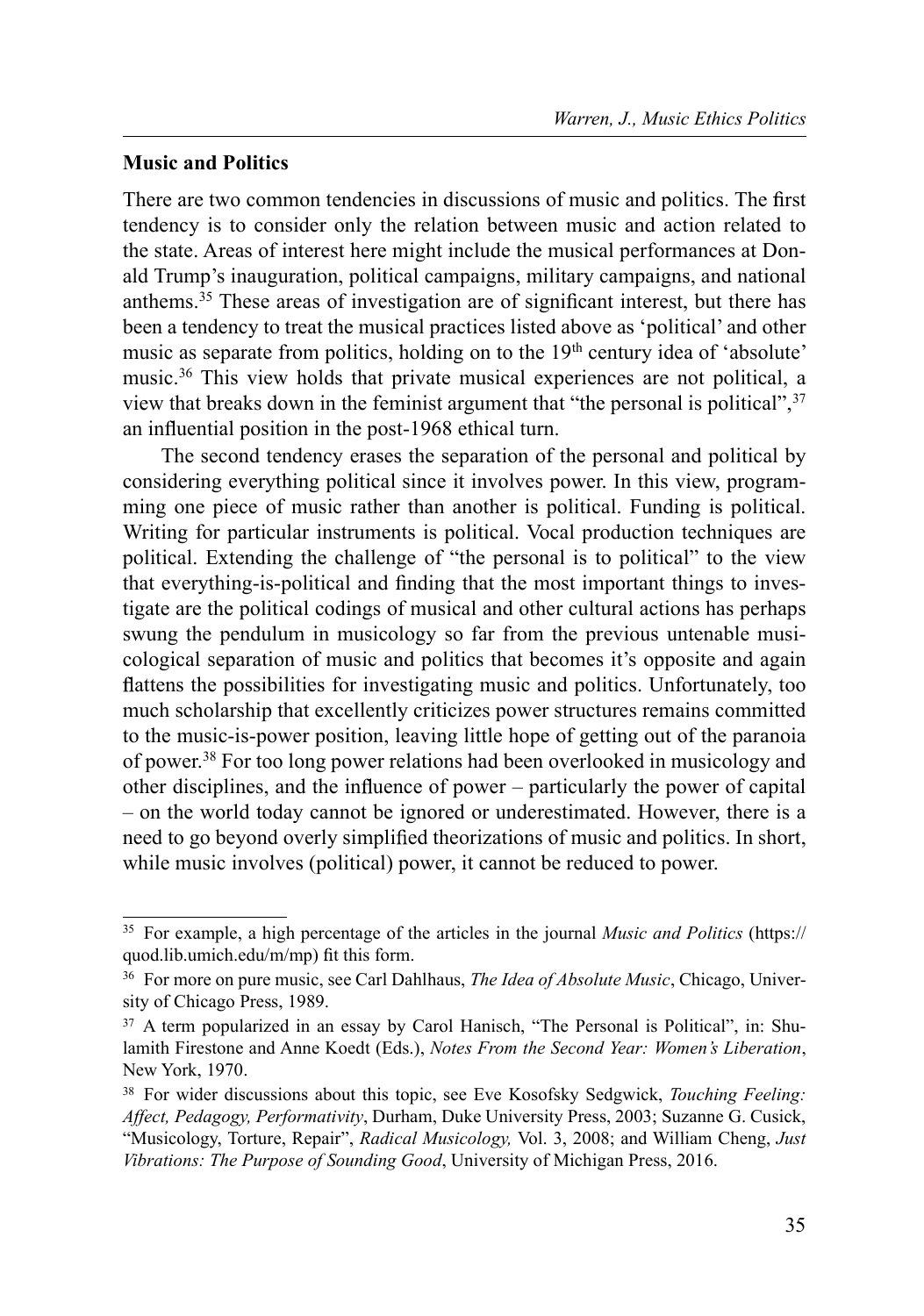**Music and Politics**

There are two common tendencies in discussions of music and politics. The first tendency is to consider only the relation between music and action related to the state. Areas of interest here might include the musical performances at Donald Trump's inauguration, political campaigns, military campaigns, and national anthems.[35] These areas of investigation are of significant interest, but there has been a tendency to treat the musical practices listed above as 'political' and other music as separate from politics, holding on to the 19th century idea of 'absolute' music.[36] This view holds that private musical experiences are not political, a view that breaks down in the feminist argument that "the personal is political",[37] an influential position in the post-1968 ethical turn.

The second tendency erases the separation of the personal and political by considering everything political since it involves power. In this view, programming one piece of music rather than another is political. Funding is political. Writing for particular instruments is political. Vocal production techniques are political. Extending the challenge of "the personal is to political" to the view that everything-is-political and finding that the most important things to investigate are the political codings of musical and other cultural actions has perhaps swung the pendulum in musicology so far from the previous untenable musicological separation of music and politics that becomes it's opposite and again flattens the possibilities for investigating music and politics. Unfortunately, too much scholarship that excellently criticizes power structures remains committed to the music-is-power position, leaving little hope of getting out of the paranoia of power.[38] For too long power relations had been overlooked in musicology and other disciplines, and the influence of power – particularly the power of capital – on the world today cannot be ignored or underestimated. However, there is a need to go beyond overly simplified theorizations of music and politics. In short, while music involves (political) power, it cannot be reduced to power.

---

[35] For example, a high percentage of the articles in the journal *Music and Politics* (https://quod.lib.umich.edu/m/mp) fit this form.

[36] For more on pure music, see Carl Dahlhaus, *The Idea of Absolute Music*, Chicago, University of Chicago Press, 1989.

[37] A term popularized in an essay by Carol Hanisch, "The Personal is Political", in: Shulamith Firestone and Anne Koedt (Eds.), *Notes From the Second Year: Women's Liberation*, New York, 1970.

[38] For wider discussions about this topic, see Eve Kosofsky Sedgwick, *Touching Feeling: Affect, Pedagogy, Performativity*, Durham, Duke University Press, 2003; Suzanne G. Cusick, "Musicology, Torture, Repair", *Radical Musicology,* Vol. 3, 2008; and William Cheng, *Just Vibrations: The Purpose of Sounding Good*, University of Michigan Press, 2016.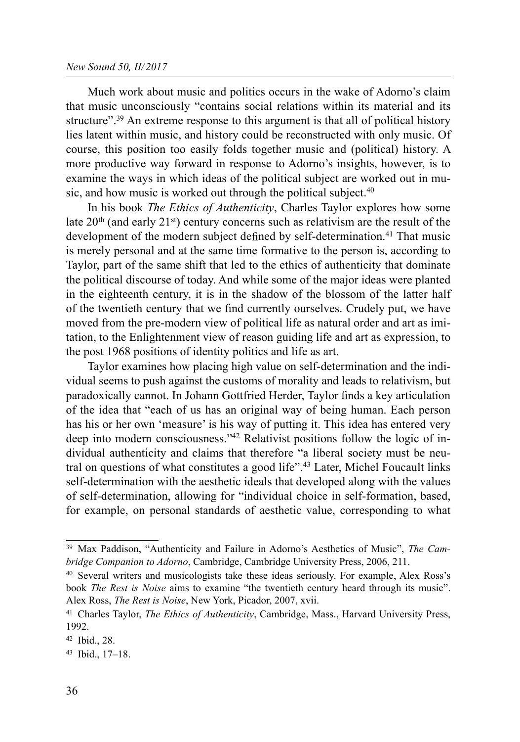Much work about music and politics occurs in the wake of Adorno's claim that music unconsciously "contains social relations within its material and its structure".[39] An extreme response to this argument is that all of political history lies latent within music, and history could be reconstructed with only music. Of course, this position too easily folds together music and (political) history. A more productive way forward in response to Adorno's insights, however, is to examine the ways in which ideas of the political subject are worked out in music, and how music is worked out through the political subject.[40]

In his book *The Ethics of Authenticity*, Charles Taylor explores how some late 20th (and early 21st) century concerns such as relativism are the result of the development of the modern subject defined by self-determination.[41] That music is merely personal and at the same time formative to the person is, according to Taylor, part of the same shift that led to the ethics of authenticity that dominate the political discourse of today. And while some of the major ideas were planted in the eighteenth century, it is in the shadow of the blossom of the latter half of the twentieth century that we find currently ourselves. Crudely put, we have moved from the pre-modern view of political life as natural order and art as imitation, to the Enlightenment view of reason guiding life and art as expression, to the post 1968 positions of identity politics and life as art.

Taylor examines how placing high value on self-determination and the individual seems to push against the customs of morality and leads to relativism, but paradoxically cannot. In Johann Gottfried Herder, Taylor finds a key articulation of the idea that "each of us has an original way of being human. Each person has his or her own 'measure' is his way of putting it. This idea has entered very deep into modern consciousness."[42] Relativist positions follow the logic of individual authenticity and claims that therefore "a liberal society must be neutral on questions of what constitutes a good life".[43] Later, Michel Foucault links self-determination with the aesthetic ideals that developed along with the values of self-determination, allowing for "individual choice in self-formation, based, for example, on personal standards of aesthetic value, corresponding to what

---

[39] Max Paddison, "Authenticity and Failure in Adorno's Aesthetics of Music", *The Cambridge Companion to Adorno*, Cambridge, Cambridge University Press, 2006, 211.

[40] Several writers and musicologists take these ideas seriously. For example, Alex Ross's book *The Rest is Noise* aims to examine "the twentieth century heard through its music". Alex Ross, *The Rest is Noise*, New York, Picador, 2007, xvii.

[41] Charles Taylor, *The Ethics of Authenticity*, Cambridge, Mass., Harvard University Press, 1992.

[42] Ibid., 28.

[43] Ibid., 17–18.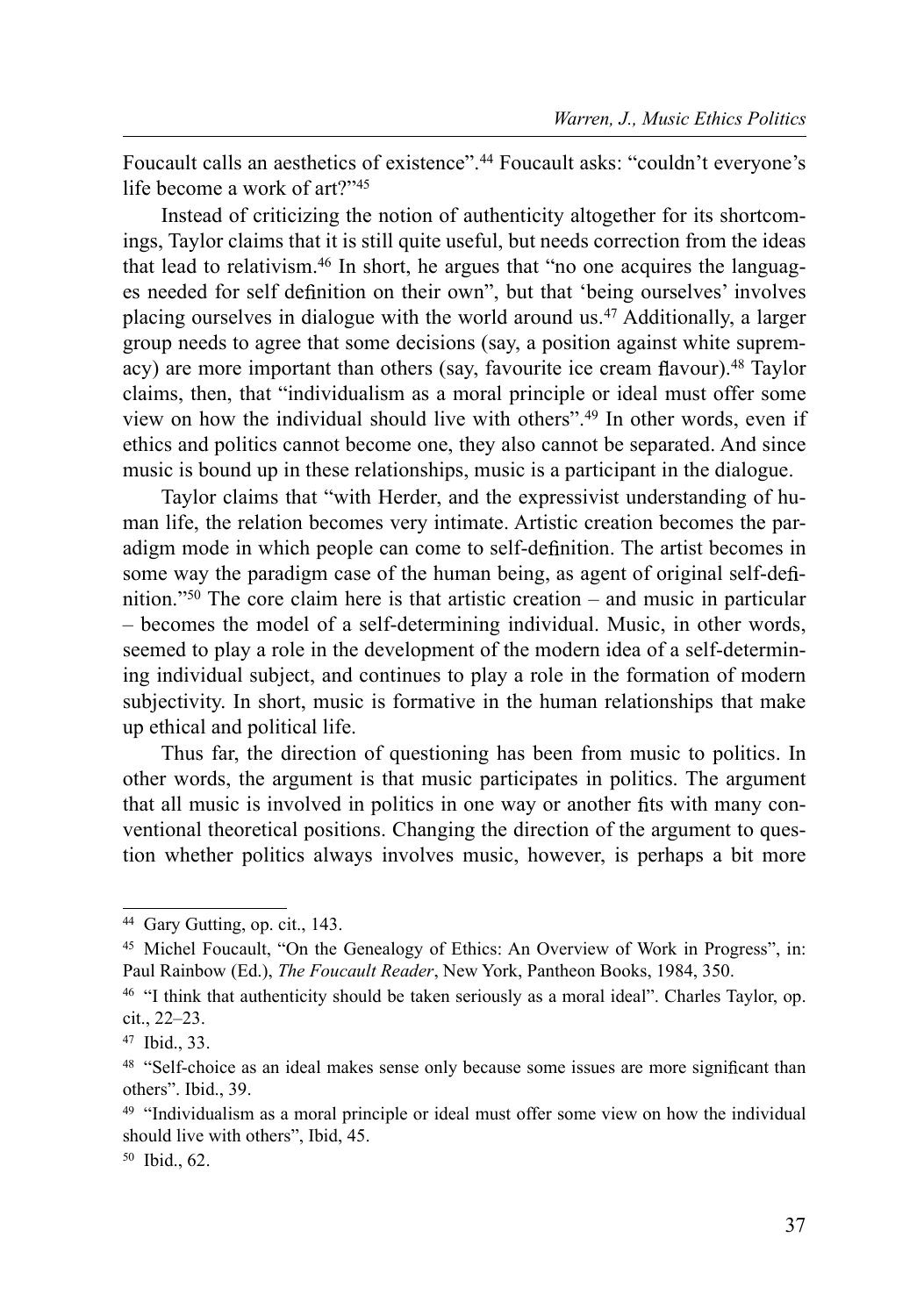Foucault calls an aesthetics of existence".[44] Foucault asks: "couldn't everyone's life become a work of art?"[45]

Instead of criticizing the notion of authenticity altogether for its shortcomings, Taylor claims that it is still quite useful, but needs correction from the ideas that lead to relativism.[46] In short, he argues that "no one acquires the languages needed for self definition on their own", but that 'being ourselves' involves placing ourselves in dialogue with the world around us.[47] Additionally, a larger group needs to agree that some decisions (say, a position against white supremacy) are more important than others (say, favourite ice cream flavour).[48] Taylor claims, then, that "individualism as a moral principle or ideal must offer some view on how the individual should live with others".[49] In other words, even if ethics and politics cannot become one, they also cannot be separated. And since music is bound up in these relationships, music is a participant in the dialogue.

Taylor claims that "with Herder, and the expressivist understanding of human life, the relation becomes very intimate. Artistic creation becomes the paradigm mode in which people can come to self-definition. The artist becomes in some way the paradigm case of the human being, as agent of original self-definition."[50] The core claim here is that artistic creation – and music in particular – becomes the model of a self-determining individual. Music, in other words, seemed to play a role in the development of the modern idea of a self-determining individual subject, and continues to play a role in the formation of modern subjectivity. In short, music is formative in the human relationships that make up ethical and political life.

Thus far, the direction of questioning has been from music to politics. In other words, the argument is that music participates in politics. The argument that all music is involved in politics in one way or another fits with many conventional theoretical positions. Changing the direction of the argument to question whether politics always involves music, however, is perhaps a bit more

---

[44] Gary Gutting, op. cit., 143.

[45] Michel Foucault, "On the Genealogy of Ethics: An Overview of Work in Progress", in: Paul Rainbow (Ed.), *The Foucault Reader*, New York, Pantheon Books, 1984, 350.

[46] "I think that authenticity should be taken seriously as a moral ideal". Charles Taylor, op. cit., 22–23.

[47] Ibid., 33.

[48] "Self-choice as an ideal makes sense only because some issues are more significant than others". Ibid., 39.

[49] "Individualism as a moral principle or ideal must offer some view on how the individual should live with others", Ibid, 45.

[50] Ibid., 62.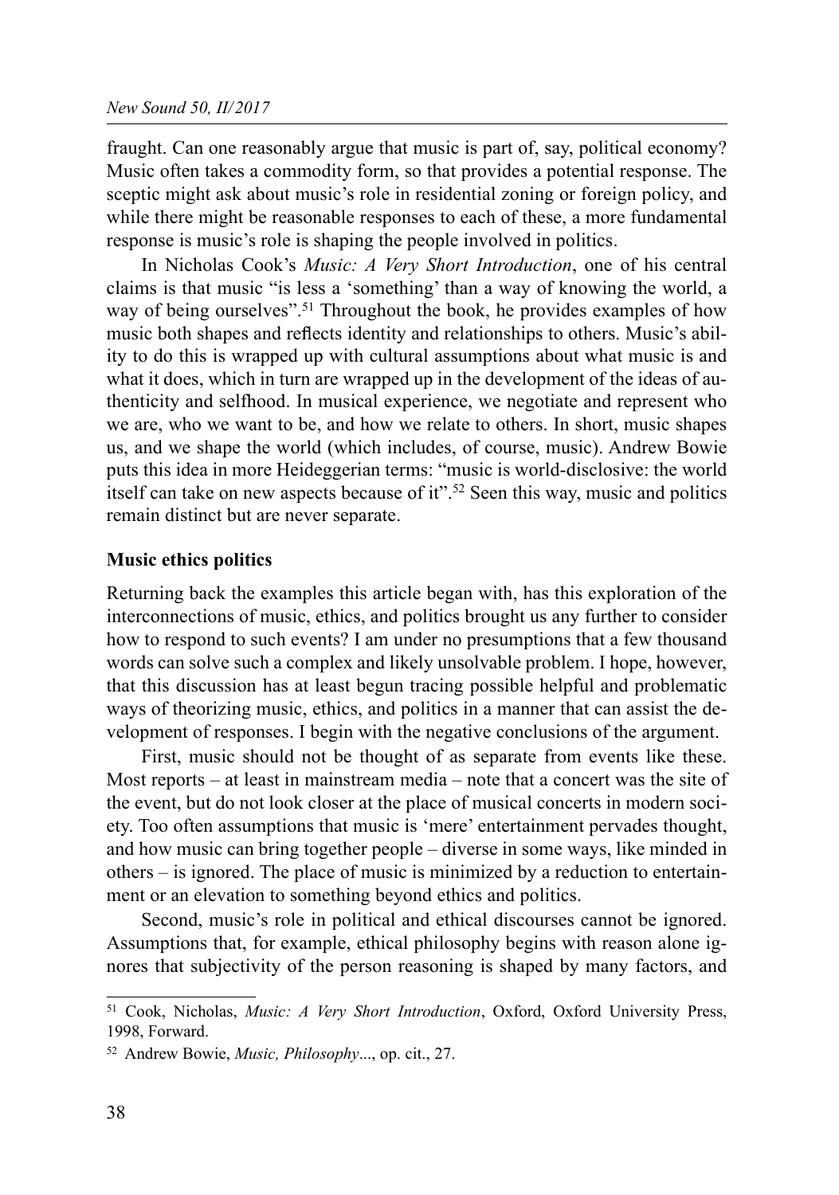fraught. Can one reasonably argue that music is part of, say, political economy? Music often takes a commodity form, so that provides a potential response. The sceptic might ask about music's role in residential zoning or foreign policy, and while there might be reasonable responses to each of these, a more fundamental response is music's role is shaping the people involved in politics.

In Nicholas Cook's *Music: A Very Short Introduction*, one of his central claims is that music "is less a 'something' than a way of knowing the world, a way of being ourselves".[51] Throughout the book, he provides examples of how music both shapes and reflects identity and relationships to others. Music's ability to do this is wrapped up with cultural assumptions about what music is and what it does, which in turn are wrapped up in the development of the ideas of authenticity and selfhood. In musical experience, we negotiate and represent who we are, who we want to be, and how we relate to others. In short, music shapes us, and we shape the world (which includes, of course, music). Andrew Bowie puts this idea in more Heideggerian terms: "music is world-disclosive: the world itself can take on new aspects because of it".[52] Seen this way, music and politics remain distinct but are never separate.

### Music ethics politics

Returning back the examples this article began with, has this exploration of the interconnections of music, ethics, and politics brought us any further to consider how to respond to such events? I am under no presumptions that a few thousand words can solve such a complex and likely unsolvable problem. I hope, however, that this discussion has at least begun tracing possible helpful and problematic ways of theorizing music, ethics, and politics in a manner that can assist the development of responses. I begin with the negative conclusions of the argument.

First, music should not be thought of as separate from events like these. Most reports – at least in mainstream media – note that a concert was the site of the event, but do not look closer at the place of musical concerts in modern society. Too often assumptions that music is 'mere' entertainment pervades thought, and how music can bring together people – diverse in some ways, like minded in others – is ignored. The place of music is minimized by a reduction to entertainment or an elevation to something beyond ethics and politics.

Second, music's role in political and ethical discourses cannot be ignored. Assumptions that, for example, ethical philosophy begins with reason alone ignores that subjectivity of the person reasoning is shaped by many factors, and

---

[51] Cook, Nicholas, *Music: A Very Short Introduction*, Oxford, Oxford University Press, 1998, Forward.

[52] Andrew Bowie, *Music, Philosophy*..., op. cit., 27.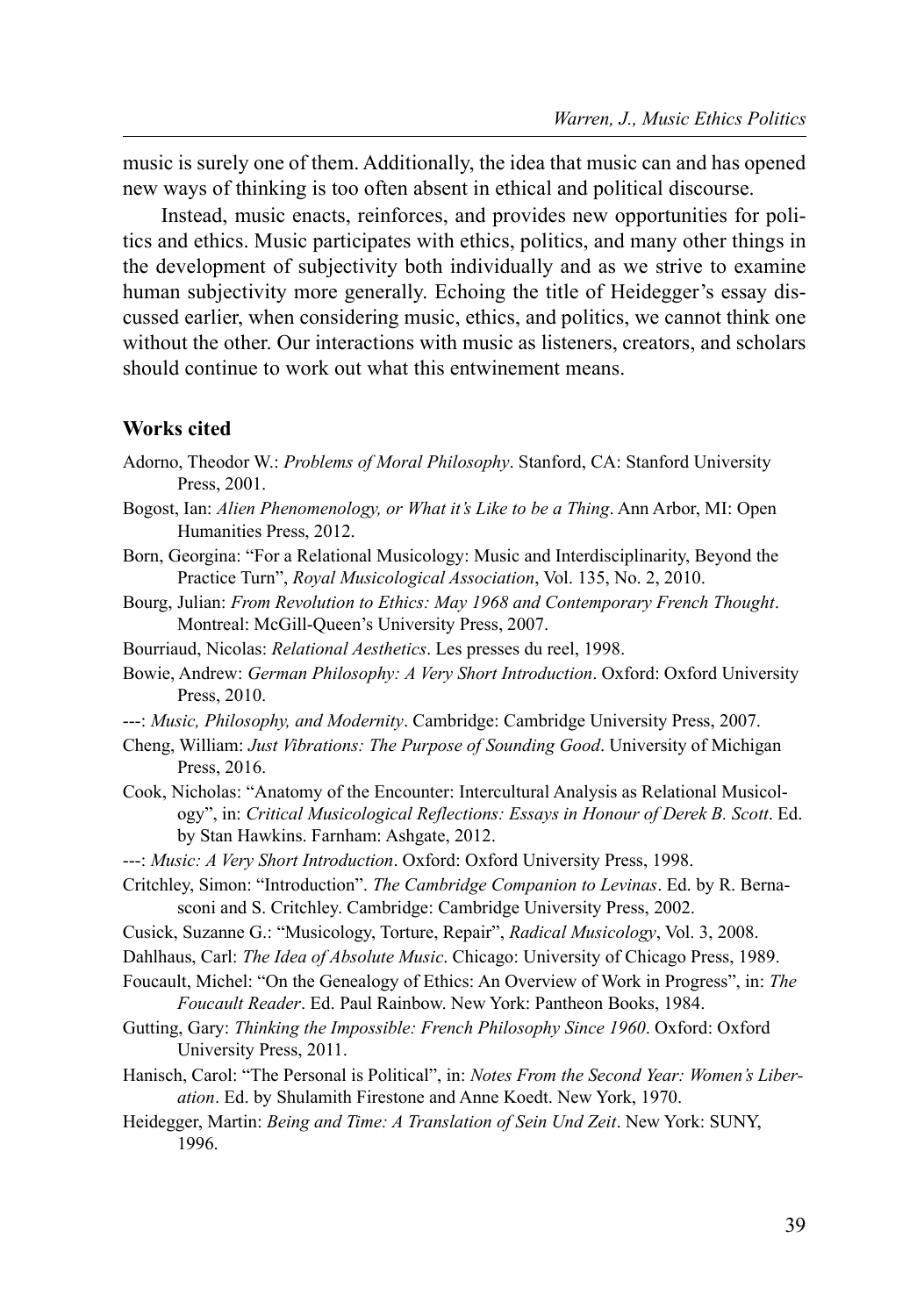music is surely one of them. Additionally, the idea that music can and has opened new ways of thinking is too often absent in ethical and political discourse.

Instead, music enacts, reinforces, and provides new opportunities for politics and ethics. Music participates with ethics, politics, and many other things in the development of subjectivity both individually and as we strive to examine human subjectivity more generally. Echoing the title of Heidegger's essay discussed earlier, when considering music, ethics, and politics, we cannot think one without the other. Our interactions with music as listeners, creators, and scholars should continue to work out what this entwinement means.

### Works cited

Adorno, Theodor W.: *Problems of Moral Philosophy*. Stanford, CA: Stanford University Press, 2001.

Bogost, Ian: *Alien Phenomenology, or What it's Like to be a Thing*. Ann Arbor, MI: Open Humanities Press, 2012.

Born, Georgina: "For a Relational Musicology: Music and Interdisciplinarity, Beyond the Practice Turn", *Royal Musicological Association*, Vol. 135, No. 2, 2010.

Bourg, Julian: *From Revolution to Ethics: May 1968 and Contemporary French Thought*. Montreal: McGill-Queen's University Press, 2007.

Bourriaud, Nicolas: *Relational Aesthetics*. Les presses du reel, 1998.

Bowie, Andrew: *German Philosophy: A Very Short Introduction*. Oxford: Oxford University Press, 2010.

---: *Music, Philosophy, and Modernity*. Cambridge: Cambridge University Press, 2007.

Cheng, William: *Just Vibrations: The Purpose of Sounding Good*. University of Michigan Press, 2016.

Cook, Nicholas: "Anatomy of the Encounter: Intercultural Analysis as Relational Musicology", in: *Critical Musicological Reflections: Essays in Honour of Derek B. Scott*. Ed. by Stan Hawkins. Farnham: Ashgate, 2012.

---: *Music: A Very Short Introduction*. Oxford: Oxford University Press, 1998.

Critchley, Simon: "Introduction". *The Cambridge Companion to Levinas*. Ed. by R. Bernasconi and S. Critchley. Cambridge: Cambridge University Press, 2002.

Cusick, Suzanne G.: "Musicology, Torture, Repair", *Radical Musicology*, Vol. 3, 2008.

Dahlhaus, Carl: *The Idea of Absolute Music*. Chicago: University of Chicago Press, 1989.

Foucault, Michel: "On the Genealogy of Ethics: An Overview of Work in Progress", in: *The Foucault Reader*. Ed. Paul Rainbow. New York: Pantheon Books, 1984.

Gutting, Gary: *Thinking the Impossible: French Philosophy Since 1960*. Oxford: Oxford University Press, 2011.

Hanisch, Carol: "The Personal is Political", in: *Notes From the Second Year: Women's Liberation*. Ed. by Shulamith Firestone and Anne Koedt. New York, 1970.

Heidegger, Martin: *Being and Time: A Translation of Sein Und Zeit*. New York: SUNY, 1996.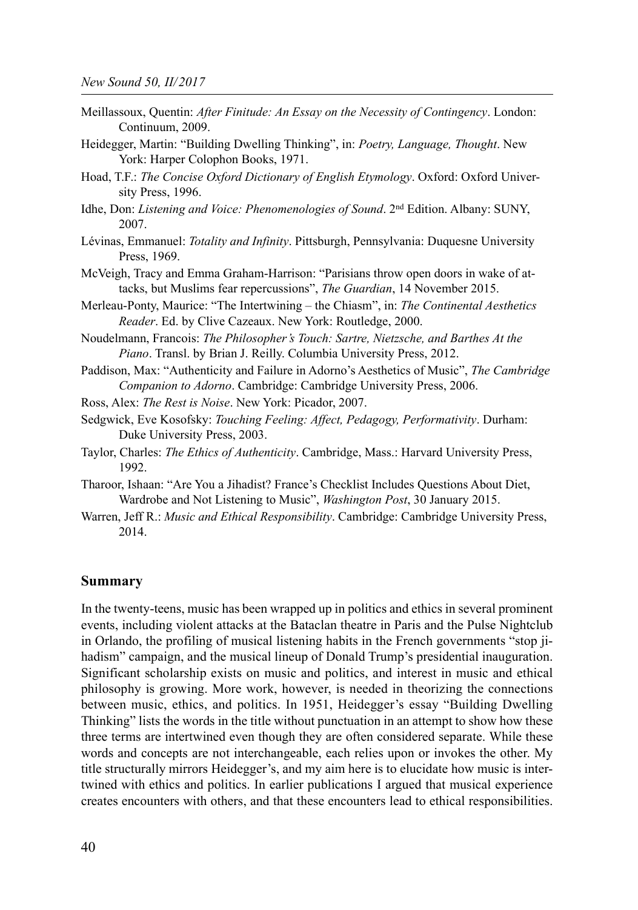Meillassoux, Quentin: *After Finitude: An Essay on the Necessity of Contingency*. London: Continuum, 2009.

Heidegger, Martin: "Building Dwelling Thinking", in: *Poetry, Language, Thought*. New York: Harper Colophon Books, 1971.

Hoad, T.F.: *The Concise Oxford Dictionary of English Etymology*. Oxford: Oxford University Press, 1996.

Idhe, Don: *Listening and Voice: Phenomenologies of Sound*. 2nd Edition. Albany: SUNY, 2007.

Lévinas, Emmanuel: *Totality and Infinity*. Pittsburgh, Pennsylvania: Duquesne University Press, 1969.

McVeigh, Tracy and Emma Graham-Harrison: "Parisians throw open doors in wake of attacks, but Muslims fear repercussions", *The Guardian*, 14 November 2015.

Merleau-Ponty, Maurice: "The Intertwining – the Chiasm", in: *The Continental Aesthetics Reader*. Ed. by Clive Cazeaux. New York: Routledge, 2000.

Noudelmann, Francois: *The Philosopher's Touch: Sartre, Nietzsche, and Barthes At the Piano*. Transl. by Brian J. Reilly. Columbia University Press, 2012.

Paddison, Max: "Authenticity and Failure in Adorno's Aesthetics of Music", *The Cambridge Companion to Adorno*. Cambridge: Cambridge University Press, 2006.

Ross, Alex: *The Rest is Noise*. New York: Picador, 2007.

Sedgwick, Eve Kosofsky: *Touching Feeling: Affect, Pedagogy, Performativity*. Durham: Duke University Press, 2003.

Taylor, Charles: *The Ethics of Authenticity*. Cambridge, Mass.: Harvard University Press, 1992.

Tharoor, Ishaan: "Are You a Jihadist? France's Checklist Includes Questions About Diet, Wardrobe and Not Listening to Music", *Washington Post*, 30 January 2015.

Warren, Jeff R.: *Music and Ethical Responsibility*. Cambridge: Cambridge University Press, 2014.

## Summary

In the twenty-teens, music has been wrapped up in politics and ethics in several prominent events, including violent attacks at the Bataclan theatre in Paris and the Pulse Nightclub in Orlando, the profiling of musical listening habits in the French governments "stop jihadism" campaign, and the musical lineup of Donald Trump's presidential inauguration. Significant scholarship exists on music and politics, and interest in music and ethical philosophy is growing. More work, however, is needed in theorizing the connections between music, ethics, and politics. In 1951, Heidegger's essay "Building Dwelling Thinking" lists the words in the title without punctuation in an attempt to show how these three terms are intertwined even though they are often considered separate. While these words and concepts are not interchangeable, each relies upon or invokes the other. My title structurally mirrors Heidegger's, and my aim here is to elucidate how music is intertwined with ethics and politics. In earlier publications I argued that musical experience creates encounters with others, and that these encounters lead to ethical responsibilities.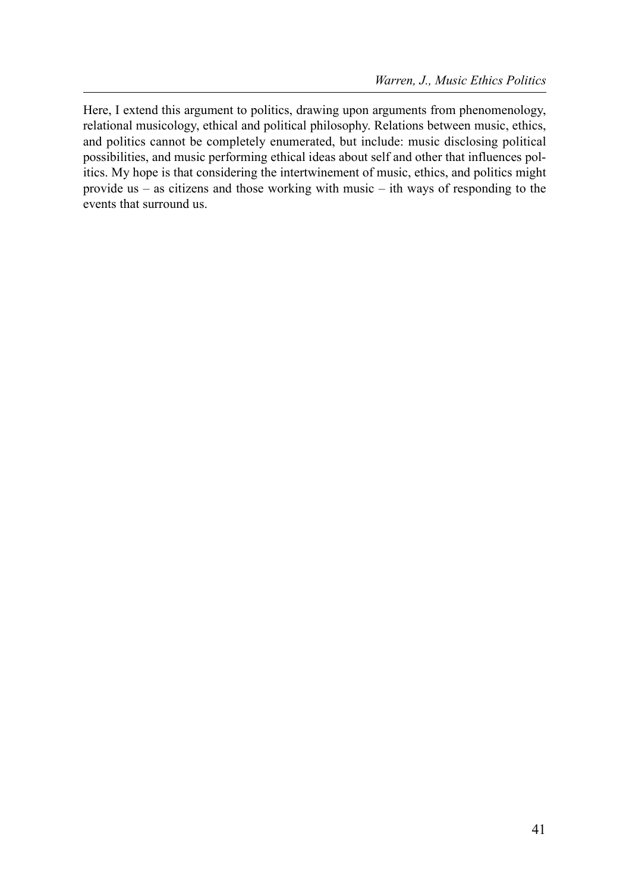Here, I extend this argument to politics, drawing upon arguments from phenomenology, relational musicology, ethical and political philosophy. Relations between music, ethics, and politics cannot be completely enumerated, but include: music disclosing political possibilities, and music performing ethical ideas about self and other that influences politics. My hope is that considering the intertwinement of music, ethics, and politics might provide us – as citizens and those working with music – ith ways of responding to the events that surround us.